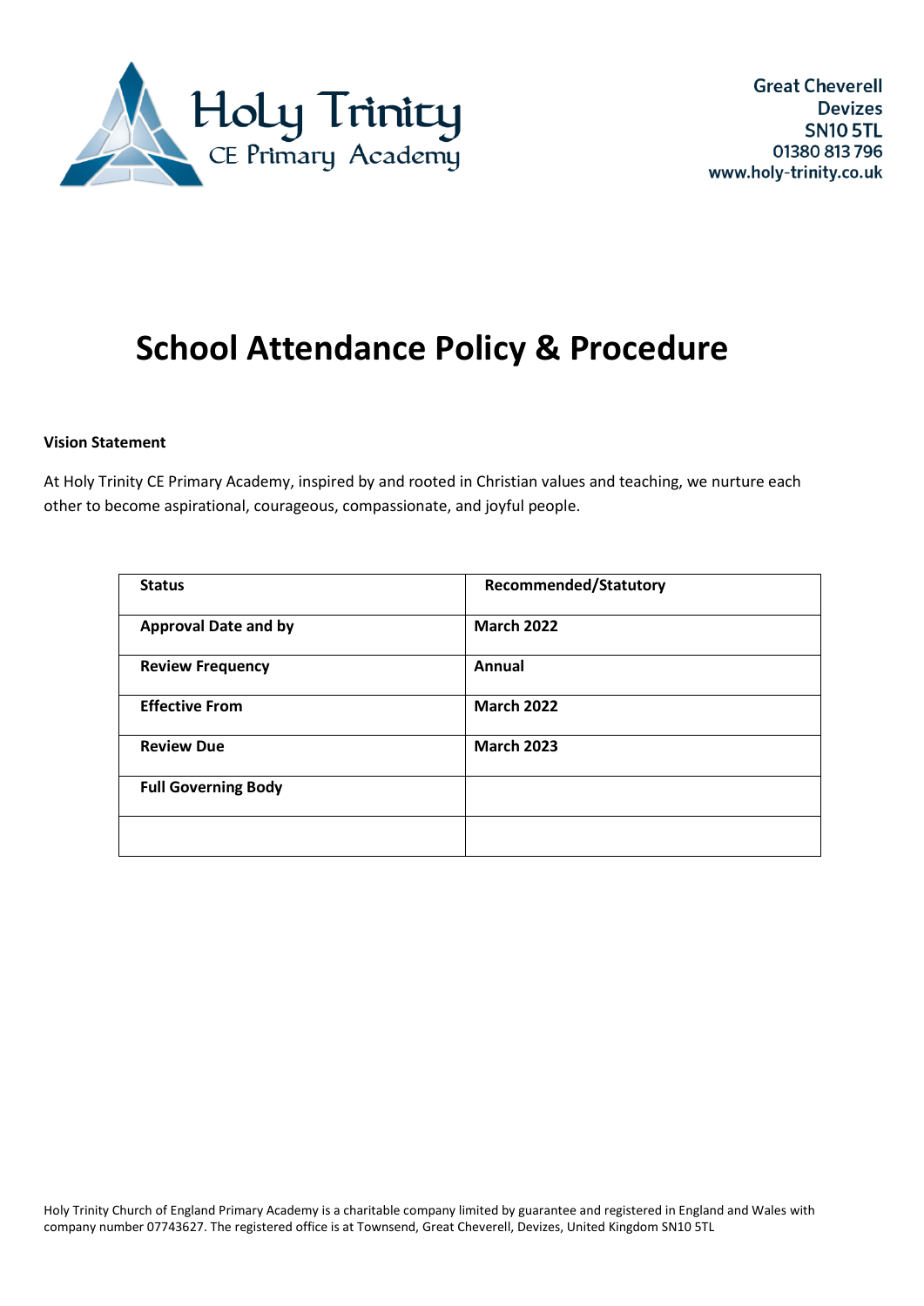Great Cheverell
Devizes
SN10 5TL
01380 813 796
www.holy-trinity.co.uk

# School Attendance Policy & Procedure

**Vision Statement**

At Holy Trinity CE Primary Academy, inspired by and rooted in Christian values and teaching, we nurture each other to become aspirational, courageous, compassionate, and joyful people.

| **Status** | **Recommended/Statutory** |
|---|---|
| **Approval Date and by** | **March 2022** |
| **Review Frequency** | **Annual** |
| **Effective From** | **March 2022** |
| **Review Due** | **March 2023** |
| **Full Governing Body** | |
| | |

Holy Trinity Church of England Primary Academy is a charitable company limited by guarantee and registered in England and Wales with company number 07743627. The registered office is at Townsend, Great Cheverell, Devizes, United Kingdom SN10 5TL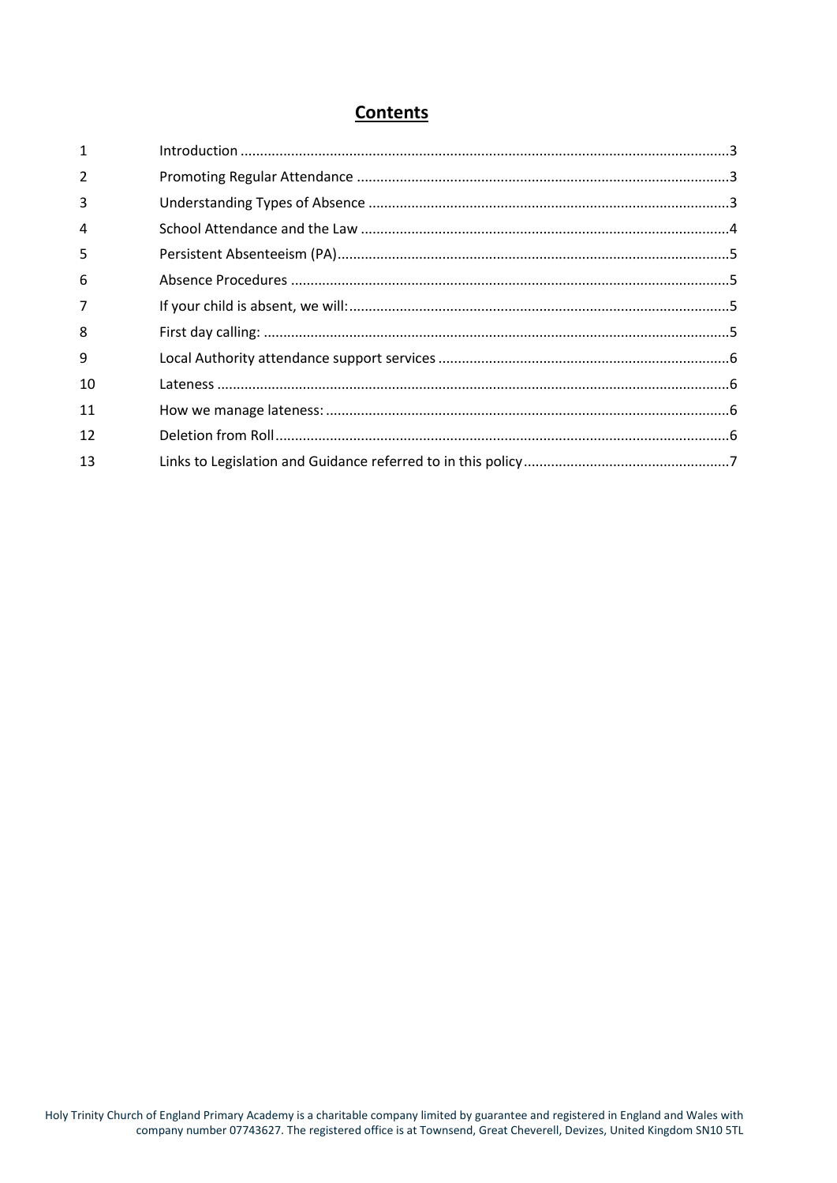## Contents

| | | |
|---|---|---|
| 1 | Introduction | 3 |
| 2 | Promoting Regular Attendance | 3 |
| 3 | Understanding Types of Absence | 3 |
| 4 | School Attendance and the Law | 4 |
| 5 | Persistent Absenteeism (PA) | 5 |
| 6 | Absence Procedures | 5 |
| 7 | If your child is absent, we will: | 5 |
| 8 | First day calling: | 5 |
| 9 | Local Authority attendance support services | 6 |
| 10 | Lateness | 6 |
| 11 | How we manage lateness: | 6 |
| 12 | Deletion from Roll | 6 |
| 13 | Links to Legislation and Guidance referred to in this policy | 7 |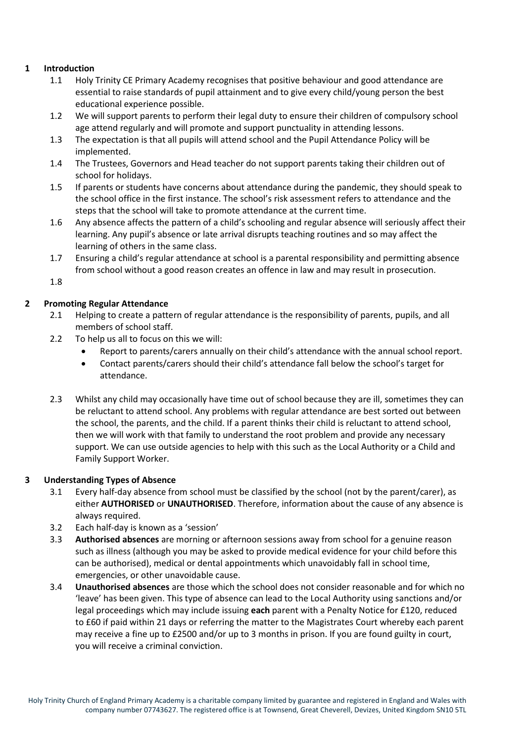## 1 Introduction

1.1 Holy Trinity CE Primary Academy recognises that positive behaviour and good attendance are essential to raise standards of pupil attainment and to give every child/young person the best educational experience possible.

1.2 We will support parents to perform their legal duty to ensure their children of compulsory school age attend regularly and will promote and support punctuality in attending lessons.

1.3 The expectation is that all pupils will attend school and the Pupil Attendance Policy will be implemented.

1.4 The Trustees, Governors and Head teacher do not support parents taking their children out of school for holidays.

1.5 If parents or students have concerns about attendance during the pandemic, they should speak to the school office in the first instance. The school's risk assessment refers to attendance and the steps that the school will take to promote attendance at the current time.

1.6 Any absence affects the pattern of a child's schooling and regular absence will seriously affect their learning. Any pupil's absence or late arrival disrupts teaching routines and so may affect the learning of others in the same class.

1.7 Ensuring a child's regular attendance at school is a parental responsibility and permitting absence from school without a good reason creates an offence in law and may result in prosecution.

1.8

## 2 Promoting Regular Attendance

2.1 Helping to create a pattern of regular attendance is the responsibility of parents, pupils, and all members of school staff.

2.2 To help us all to focus on this we will:

- Report to parents/carers annually on their child's attendance with the annual school report.
- Contact parents/carers should their child's attendance fall below the school's target for attendance.

2.3 Whilst any child may occasionally have time out of school because they are ill, sometimes they can be reluctant to attend school. Any problems with regular attendance are best sorted out between the school, the parents, and the child. If a parent thinks their child is reluctant to attend school, then we will work with that family to understand the root problem and provide any necessary support. We can use outside agencies to help with this such as the Local Authority or a Child and Family Support Worker.

## 3 Understanding Types of Absence

3.1 Every half-day absence from school must be classified by the school (not by the parent/carer), as either **AUTHORISED** or **UNAUTHORISED**. Therefore, information about the cause of any absence is always required.

3.2 Each half-day is known as a 'session'

3.3 **Authorised absences** are morning or afternoon sessions away from school for a genuine reason such as illness (although you may be asked to provide medical evidence for your child before this can be authorised), medical or dental appointments which unavoidably fall in school time, emergencies, or other unavoidable cause.

3.4 **Unauthorised absences** are those which the school does not consider reasonable and for which no 'leave' has been given. This type of absence can lead to the Local Authority using sanctions and/or legal proceedings which may include issuing **each** parent with a Penalty Notice for £120, reduced to £60 if paid within 21 days or referring the matter to the Magistrates Court whereby each parent may receive a fine up to £2500 and/or up to 3 months in prison. If you are found guilty in court, you will receive a criminal conviction.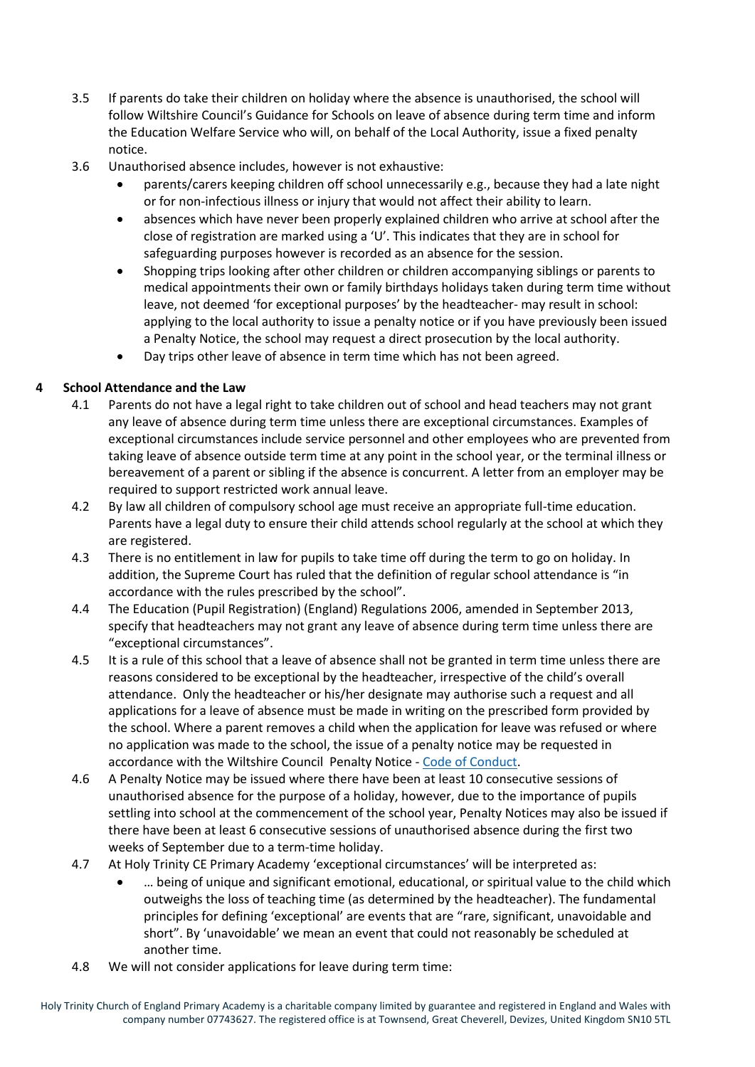3.5 If parents do take their children on holiday where the absence is unauthorised, the school will follow Wiltshire Council's Guidance for Schools on leave of absence during term time and inform the Education Welfare Service who will, on behalf of the Local Authority, issue a fixed penalty notice.

3.6 Unauthorised absence includes, however is not exhaustive:

- parents/carers keeping children off school unnecessarily e.g., because they had a late night or for non-infectious illness or injury that would not affect their ability to learn.
- absences which have never been properly explained children who arrive at school after the close of registration are marked using a 'U'. This indicates that they are in school for safeguarding purposes however is recorded as an absence for the session.
- Shopping trips looking after other children or children accompanying siblings or parents to medical appointments their own or family birthdays holidays taken during term time without leave, not deemed 'for exceptional purposes' by the headteacher- may result in school: applying to the local authority to issue a penalty notice or if you have previously been issued a Penalty Notice, the school may request a direct prosecution by the local authority.
- Day trips other leave of absence in term time which has not been agreed.

## 4 School Attendance and the Law

4.1 Parents do not have a legal right to take children out of school and head teachers may not grant any leave of absence during term time unless there are exceptional circumstances. Examples of exceptional circumstances include service personnel and other employees who are prevented from taking leave of absence outside term time at any point in the school year, or the terminal illness or bereavement of a parent or sibling if the absence is concurrent. A letter from an employer may be required to support restricted work annual leave.

4.2 By law all children of compulsory school age must receive an appropriate full-time education. Parents have a legal duty to ensure their child attends school regularly at the school at which they are registered.

4.3 There is no entitlement in law for pupils to take time off during the term to go on holiday. In addition, the Supreme Court has ruled that the definition of regular school attendance is "in accordance with the rules prescribed by the school".

4.4 The Education (Pupil Registration) (England) Regulations 2006, amended in September 2013, specify that headteachers may not grant any leave of absence during term time unless there are "exceptional circumstances".

4.5 It is a rule of this school that a leave of absence shall not be granted in term time unless there are reasons considered to be exceptional by the headteacher, irrespective of the child's overall attendance. Only the headteacher or his/her designate may authorise such a request and all applications for a leave of absence must be made in writing on the prescribed form provided by the school. Where a parent removes a child when the application for leave was refused or where no application was made to the school, the issue of a penalty notice may be requested in accordance with the Wiltshire Council Penalty Notice - Code of Conduct.

4.6 A Penalty Notice may be issued where there have been at least 10 consecutive sessions of unauthorised absence for the purpose of a holiday, however, due to the importance of pupils settling into school at the commencement of the school year, Penalty Notices may also be issued if there have been at least 6 consecutive sessions of unauthorised absence during the first two weeks of September due to a term-time holiday.

4.7 At Holy Trinity CE Primary Academy 'exceptional circumstances' will be interpreted as:

- … being of unique and significant emotional, educational, or spiritual value to the child which outweighs the loss of teaching time (as determined by the headteacher). The fundamental principles for defining 'exceptional' are events that are "rare, significant, unavoidable and short". By 'unavoidable' we mean an event that could not reasonably be scheduled at another time.

4.8 We will not consider applications for leave during term time: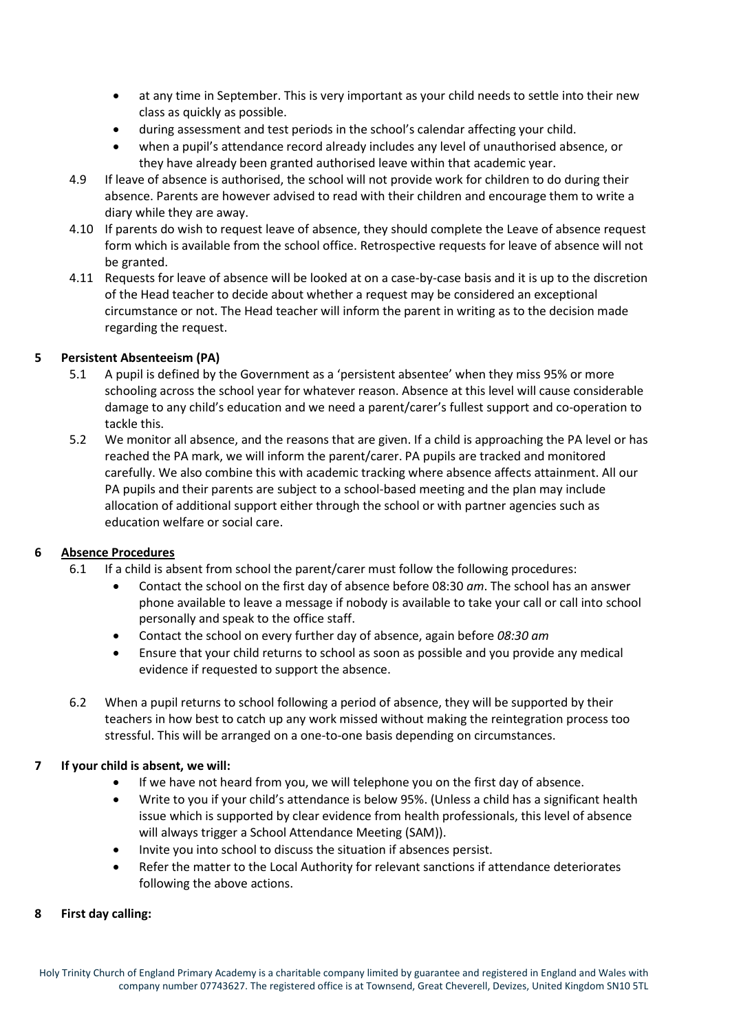- at any time in September. This is very important as your child needs to settle into their new class as quickly as possible.
- during assessment and test periods in the school's calendar affecting your child.
- when a pupil's attendance record already includes any level of unauthorised absence, or they have already been granted authorised leave within that academic year.

4.9 If leave of absence is authorised, the school will not provide work for children to do during their absence. Parents are however advised to read with their children and encourage them to write a diary while they are away.

4.10 If parents do wish to request leave of absence, they should complete the Leave of absence request form which is available from the school office. Retrospective requests for leave of absence will not be granted.

4.11 Requests for leave of absence will be looked at on a case-by-case basis and it is up to the discretion of the Head teacher to decide about whether a request may be considered an exceptional circumstance or not. The Head teacher will inform the parent in writing as to the decision made regarding the request.

## 5 Persistent Absenteeism (PA)

5.1 A pupil is defined by the Government as a 'persistent absentee' when they miss 95% or more schooling across the school year for whatever reason. Absence at this level will cause considerable damage to any child's education and we need a parent/carer's fullest support and co-operation to tackle this.

5.2 We monitor all absence, and the reasons that are given. If a child is approaching the PA level or has reached the PA mark, we will inform the parent/carer. PA pupils are tracked and monitored carefully. We also combine this with academic tracking where absence affects attainment. All our PA pupils and their parents are subject to a school-based meeting and the plan may include allocation of additional support either through the school or with partner agencies such as education welfare or social care.

## 6 <u>Absence Procedures</u>

6.1 If a child is absent from school the parent/carer must follow the following procedures:

- Contact the school on the first day of absence before 08:30 *am*. The school has an answer phone available to leave a message if nobody is available to take your call or call into school personally and speak to the office staff.
- Contact the school on every further day of absence, again before *08:30 am*
- Ensure that your child returns to school as soon as possible and you provide any medical evidence if requested to support the absence.

6.2 When a pupil returns to school following a period of absence, they will be supported by their teachers in how best to catch up any work missed without making the reintegration process too stressful. This will be arranged on a one-to-one basis depending on circumstances.

## 7 If your child is absent, we will:

- If we have not heard from you, we will telephone you on the first day of absence.
- Write to you if your child's attendance is below 95%. (Unless a child has a significant health issue which is supported by clear evidence from health professionals, this level of absence will always trigger a School Attendance Meeting (SAM)).
- Invite you into school to discuss the situation if absences persist.
- Refer the matter to the Local Authority for relevant sanctions if attendance deteriorates following the above actions.

## 8 First day calling: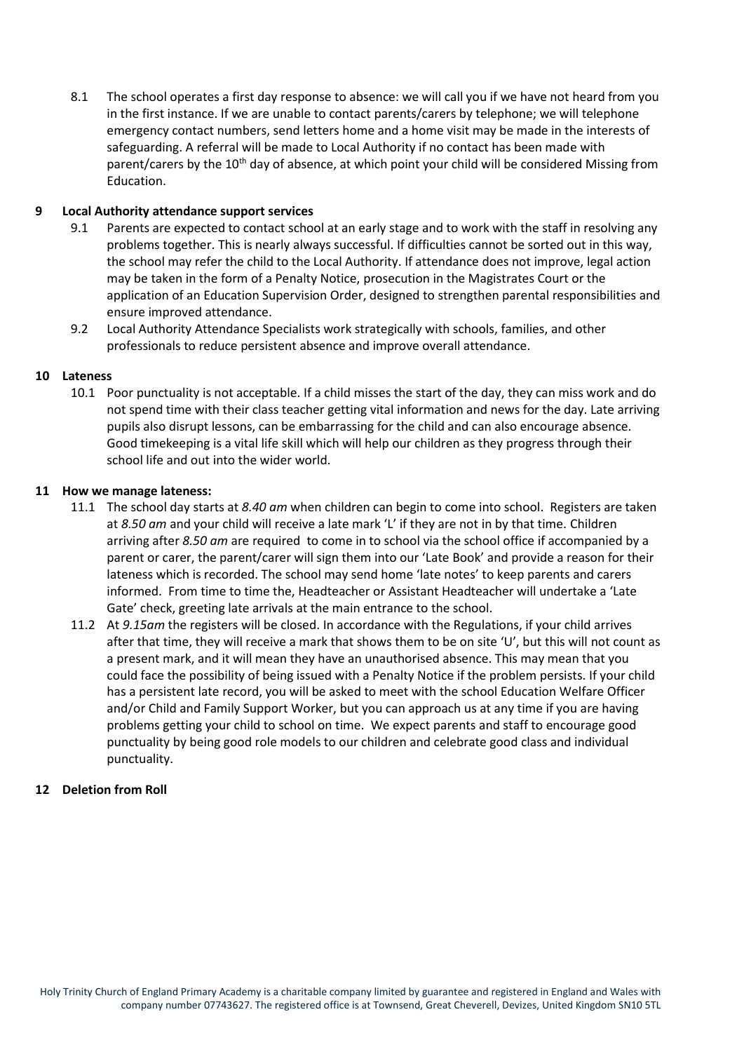8.1 The school operates a first day response to absence: we will call you if we have not heard from you in the first instance. If we are unable to contact parents/carers by telephone; we will telephone emergency contact numbers, send letters home and a home visit may be made in the interests of safeguarding. A referral will be made to Local Authority if no contact has been made with parent/carers by the 10th day of absence, at which point your child will be considered Missing from Education.

## 9 Local Authority attendance support services

9.1 Parents are expected to contact school at an early stage and to work with the staff in resolving any problems together. This is nearly always successful. If difficulties cannot be sorted out in this way, the school may refer the child to the Local Authority. If attendance does not improve, legal action may be taken in the form of a Penalty Notice, prosecution in the Magistrates Court or the application of an Education Supervision Order, designed to strengthen parental responsibilities and ensure improved attendance.

9.2 Local Authority Attendance Specialists work strategically with schools, families, and other professionals to reduce persistent absence and improve overall attendance.

## 10 Lateness

10.1 Poor punctuality is not acceptable. If a child misses the start of the day, they can miss work and do not spend time with their class teacher getting vital information and news for the day. Late arriving pupils also disrupt lessons, can be embarrassing for the child and can also encourage absence. Good timekeeping is a vital life skill which will help our children as they progress through their school life and out into the wider world.

## 11 How we manage lateness:

11.1 The school day starts at *8.40 am* when children can begin to come into school. Registers are taken at *8.50 am* and your child will receive a late mark 'L' if they are not in by that time. Children arriving after *8.50 am* are required to come in to school via the school office if accompanied by a parent or carer, the parent/carer will sign them into our 'Late Book' and provide a reason for their lateness which is recorded. The school may send home 'late notes' to keep parents and carers informed. From time to time the, Headteacher or Assistant Headteacher will undertake a 'Late Gate' check, greeting late arrivals at the main entrance to the school.

11.2 At *9.15am* the registers will be closed. In accordance with the Regulations, if your child arrives after that time, they will receive a mark that shows them to be on site 'U', but this will not count as a present mark, and it will mean they have an unauthorised absence. This may mean that you could face the possibility of being issued with a Penalty Notice if the problem persists. If your child has a persistent late record, you will be asked to meet with the school Education Welfare Officer and/or Child and Family Support Worker, but you can approach us at any time if you are having problems getting your child to school on time. We expect parents and staff to encourage good punctuality by being good role models to our children and celebrate good class and individual punctuality.

## 12 Deletion from Roll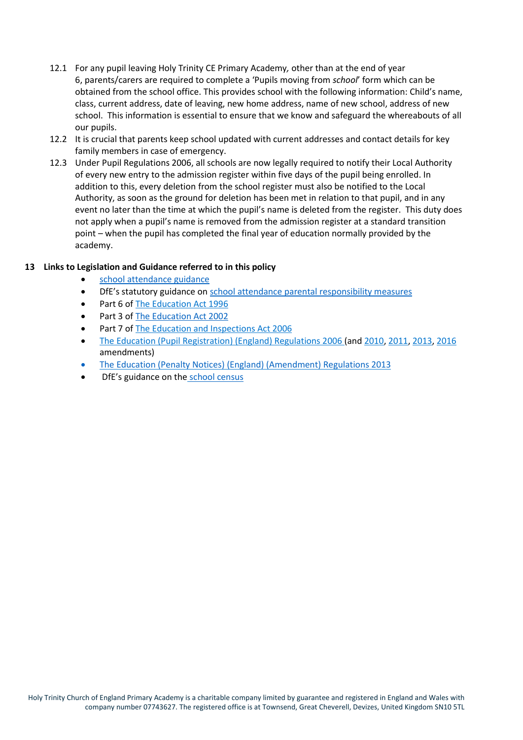12.1 For any pupil leaving Holy Trinity CE Primary Academy*,* other than at the end of year 6, parents/carers are required to complete a 'Pupils moving from *school*' form which can be obtained from the school office. This provides school with the following information: Child's name, class, current address, date of leaving, new home address, name of new school, address of new school. This information is essential to ensure that we know and safeguard the whereabouts of all our pupils.

12.2 It is crucial that parents keep school updated with current addresses and contact details for key family members in case of emergency.

12.3 Under Pupil Regulations 2006, all schools are now legally required to notify their Local Authority of every new entry to the admission register within five days of the pupil being enrolled. In addition to this, every deletion from the school register must also be notified to the Local Authority, as soon as the ground for deletion has been met in relation to that pupil, and in any event no later than the time at which the pupil's name is deleted from the register. This duty does not apply when a pupil's name is removed from the admission register at a standard transition point – when the pupil has completed the final year of education normally provided by the academy.

## 13 Links to Legislation and Guidance referred to in this policy

- school attendance guidance
- DfE's statutory guidance on school attendance parental responsibility measures
- Part 6 of The Education Act 1996
- Part 3 of The Education Act 2002
- Part 7 of The Education and Inspections Act 2006
- The Education (Pupil Registration) (England) Regulations 2006 (and 2010, 2011, 2013, 2016 amendments)
- The Education (Penalty Notices) (England) (Amendment) Regulations 2013
- DfE's guidance on the school census

Holy Trinity Church of England Primary Academy is a charitable company limited by guarantee and registered in England and Wales with company number 07743627. The registered office is at Townsend, Great Cheverell, Devizes, United Kingdom SN10 5TL